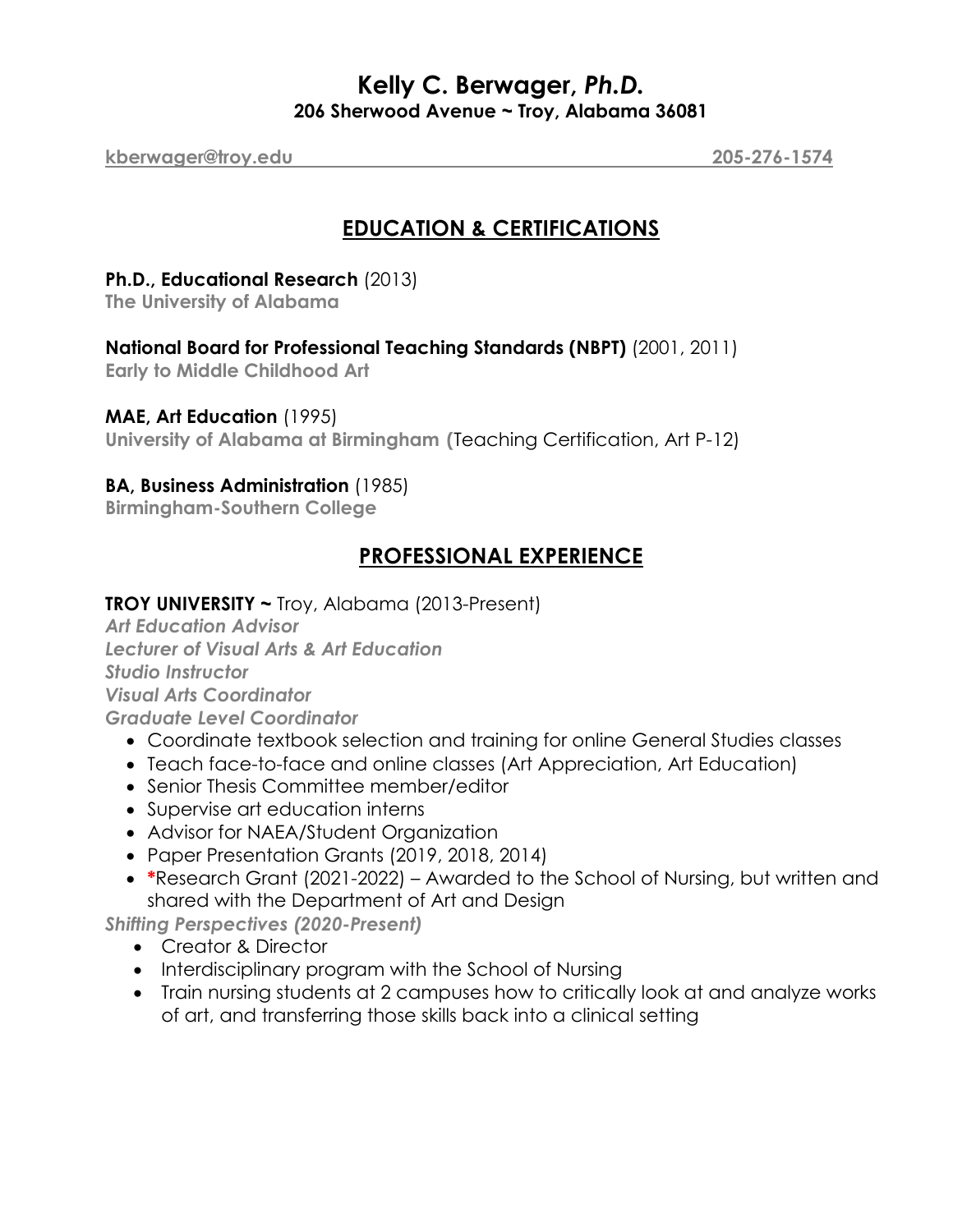# Kelly C. Berwager, *Ph.D.*

**206 Sherwood Avenue ~ Troy, Alabama 36081**

**kberwager@troy.edu** **205-276-1574**

## EDUCATION & CERTIFICATIONS

**Ph.D., Educational Research** (2013)
**The University of Alabama**

**National Board for Professional Teaching Standards (NBPT)** (2001, 2011)
**Early to Middle Childhood Art**

**MAE, Art Education** (1995)
**University of Alabama at Birmingham (**Teaching Certification, Art P-12)

**BA, Business Administration** (1985)
**Birmingham-Southern College**

## PROFESSIONAL EXPERIENCE

**TROY UNIVERSITY ~** Troy, Alabama (2013-Present)

***Art Education Advisor***
***Lecturer of Visual Arts & Art Education***
***Studio Instructor***
***Visual Arts Coordinator***
***Graduate Level Coordinator***

- Coordinate textbook selection and training for online General Studies classes
- Teach face-to-face and online classes (Art Appreciation, Art Education)
- Senior Thesis Committee member/editor
- Supervise art education interns
- Advisor for NAEA/Student Organization
- Paper Presentation Grants (2019, 2018, 2014)
- ***Research Grant (2021-2022) – Awarded to the School of Nursing, but written and shared with the Department of Art and Design**

***Shifting Perspectives (2020-Present)***

- Creator & Director
- Interdisciplinary program with the School of Nursing
- Train nursing students at 2 campuses how to critically look at and analyze works of art, and transferring those skills back into a clinical setting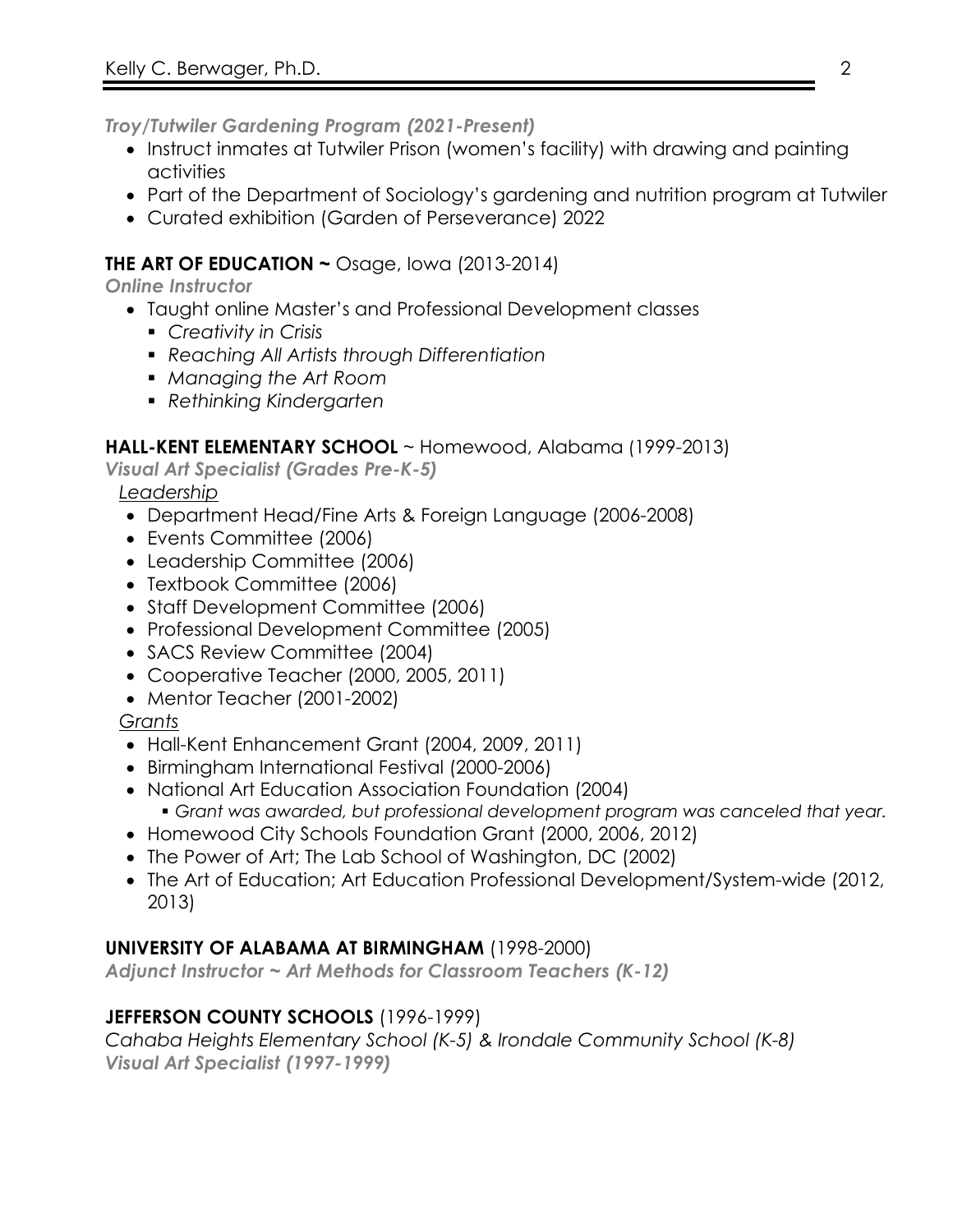*Troy/Tutwiler Gardening Program (2021-Present)*

- Instruct inmates at Tutwiler Prison (women's facility) with drawing and painting activities
- Part of the Department of Sociology's gardening and nutrition program at Tutwiler
- Curated exhibition (Garden of Perseverance) 2022

**THE ART OF EDUCATION ~** Osage, Iowa (2013-2014)

*Online Instructor*

- Taught online Master's and Professional Development classes
  - *Creativity in Crisis*
  - *Reaching All Artists through Differentiation*
  - *Managing the Art Room*
  - *Rethinking Kindergarten*

**HALL-KENT ELEMENTARY SCHOOL** ~ Homewood, Alabama (1999-2013)

*Visual Art Specialist (Grades Pre-K-5)*

<u>Leadership</u>

- Department Head/Fine Arts & Foreign Language (2006-2008)
- Events Committee (2006)
- Leadership Committee (2006)
- Textbook Committee (2006)
- Staff Development Committee (2006)
- Professional Development Committee (2005)
- SACS Review Committee (2004)
- Cooperative Teacher (2000, 2005, 2011)
- Mentor Teacher (2001-2002)

<u>Grants</u>

- Hall-Kent Enhancement Grant (2004, 2009, 2011)
- Birmingham International Festival (2000-2006)
- National Art Education Association Foundation (2004)
  - *Grant was awarded, but professional development program was canceled that year.*
- Homewood City Schools Foundation Grant (2000, 2006, 2012)
- The Power of Art; The Lab School of Washington, DC (2002)
- The Art of Education; Art Education Professional Development/System-wide (2012, 2013)

**UNIVERSITY OF ALABAMA AT BIRMINGHAM** (1998-2000)

*Adjunct Instructor ~ Art Methods for Classroom Teachers (K-12)*

**JEFFERSON COUNTY SCHOOLS** (1996-1999)

*Cahaba Heights Elementary School (K-5) & Irondale Community School (K-8)*

*Visual Art Specialist (1997-1999)*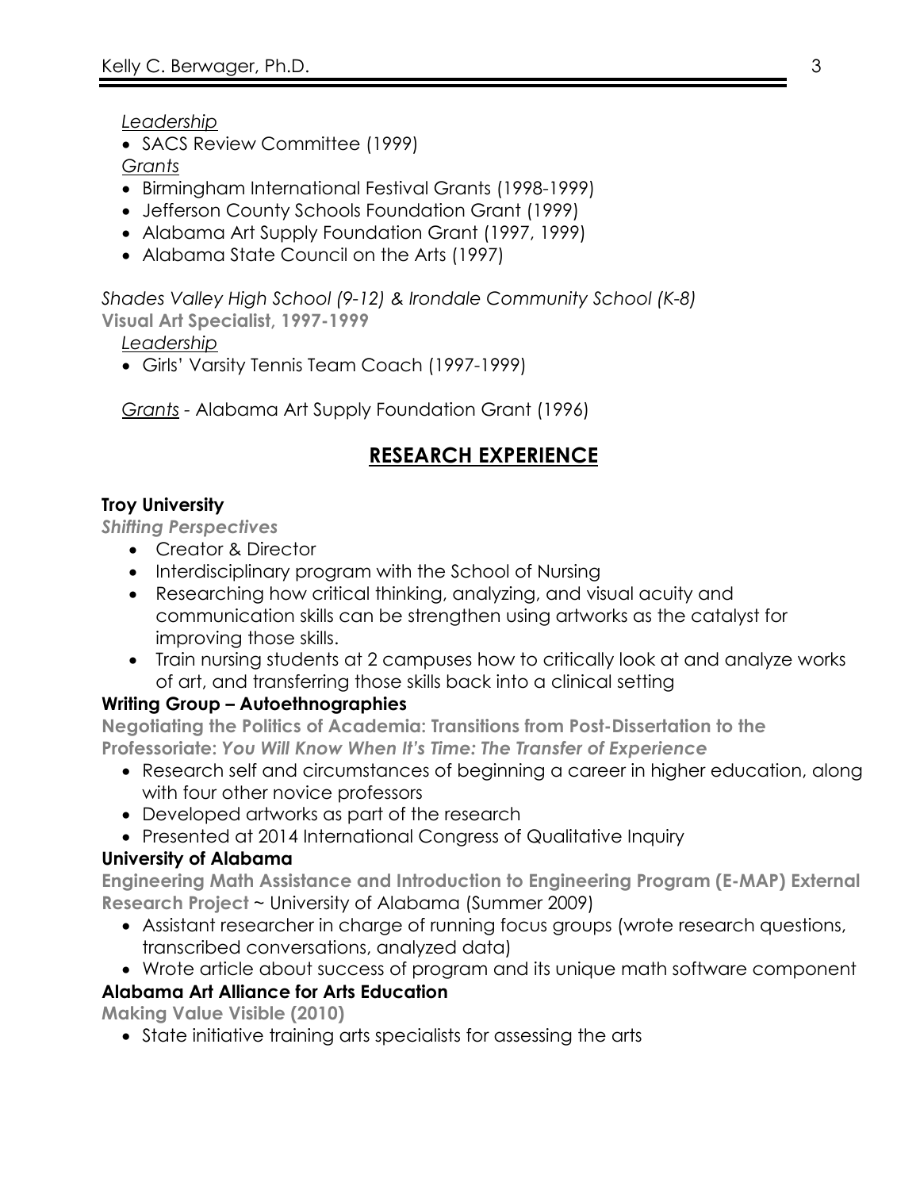*Leadership*

- SACS Review Committee (1999)

*Grants*

- Birmingham International Festival Grants (1998-1999)
- Jefferson County Schools Foundation Grant (1999)
- Alabama Art Supply Foundation Grant (1997, 1999)
- Alabama State Council on the Arts (1997)

*Shades Valley High School (9-12) & Irondale Community School (K-8)*
**Visual Art Specialist, 1997-1999**

*Leadership*

- Girls' Varsity Tennis Team Coach (1997-1999)

*Grants* - Alabama Art Supply Foundation Grant (1996)

## RESEARCH EXPERIENCE

**Troy University**

***Shifting Perspectives***

- Creator & Director
- Interdisciplinary program with the School of Nursing
- Researching how critical thinking, analyzing, and visual acuity and communication skills can be strengthen using artworks as the catalyst for improving those skills.
- Train nursing students at 2 campuses how to critically look at and analyze works of art, and transferring those skills back into a clinical setting

**Writing Group – Autoethnographies**

**Negotiating the Politics of Academia: Transitions from Post-Dissertation to the Professoriate: *You Will Know When It's Time: The Transfer of Experience***

- Research self and circumstances of beginning a career in higher education, along with four other novice professors
- Developed artworks as part of the research
- Presented at 2014 International Congress of Qualitative Inquiry

**University of Alabama**

**Engineering Math Assistance and Introduction to Engineering Program (E-MAP) External Research Project** ~ University of Alabama (Summer 2009)

- Assistant researcher in charge of running focus groups (wrote research questions, transcribed conversations, analyzed data)
- Wrote article about success of program and its unique math software component

**Alabama Art Alliance for Arts Education**

**Making Value Visible (2010)**

- State initiative training arts specialists for assessing the arts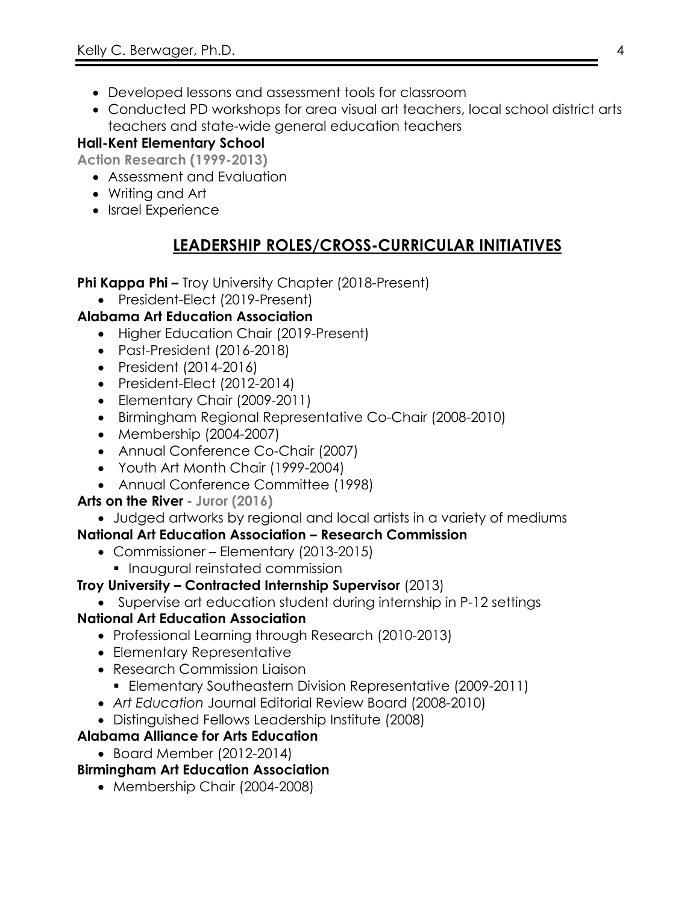- Developed lessons and assessment tools for classroom
- Conducted PD workshops for area visual art teachers, local school district arts teachers and state-wide general education teachers

**Hall-Kent Elementary School**

**Action Research (1999-2013)**

- Assessment and Evaluation
- Writing and Art
- Israel Experience

## LEADERSHIP ROLES/CROSS-CURRICULAR INITIATIVES

**Phi Kappa Phi –** Troy University Chapter (2018-Present)

- President-Elect (2019-Present)

**Alabama Art Education Association**

- Higher Education Chair (2019-Present)
- Past-President (2016-2018)
- President (2014-2016)
- President-Elect (2012-2014)
- Elementary Chair (2009-2011)
- Birmingham Regional Representative Co-Chair (2008-2010)
- Membership (2004-2007)
- Annual Conference Co-Chair (2007)
- Youth Art Month Chair (1999-2004)
- Annual Conference Committee (1998)

**Arts on the River** - **Juror (2016)**

- Judged artworks by regional and local artists in a variety of mediums

**National Art Education Association – Research Commission**

- Commissioner – Elementary (2013-2015)
  - Inaugural reinstated commission

**Troy University – Contracted Internship Supervisor** (2013)

- Supervise art education student during internship in P-12 settings

**National Art Education Association**

- Professional Learning through Research (2010-2013)
- Elementary Representative
- Research Commission Liaison
  - Elementary Southeastern Division Representative (2009-2011)
- *Art Education* Journal Editorial Review Board (2008-2010)
- Distinguished Fellows Leadership Institute (2008)

**Alabama Alliance for Arts Education**

- Board Member (2012-2014)

**Birmingham Art Education Association**

- Membership Chair (2004-2008)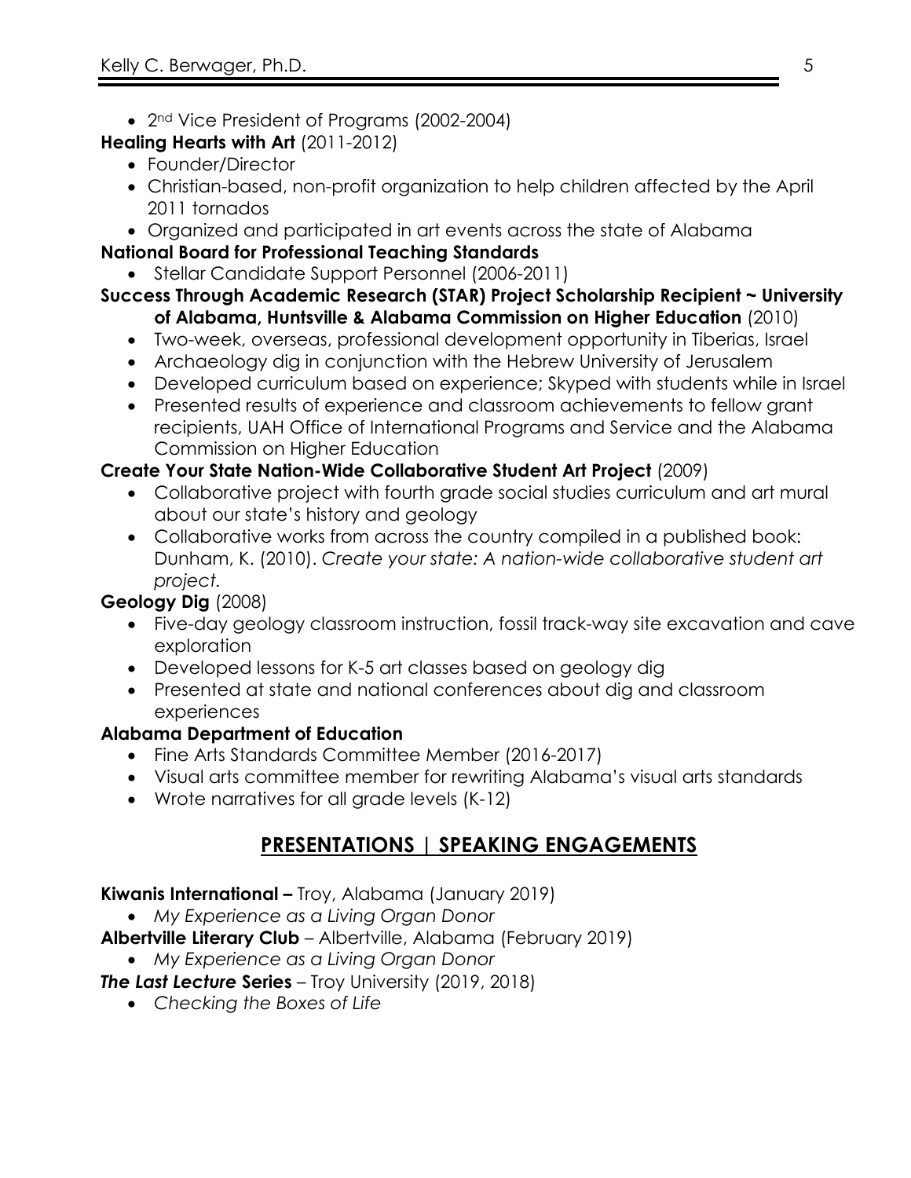- 2nd Vice President of Programs (2002-2004)

**Healing Hearts with Art** (2011-2012)

- Founder/Director
- Christian-based, non-profit organization to help children affected by the April 2011 tornados
- Organized and participated in art events across the state of Alabama

**National Board for Professional Teaching Standards**

- Stellar Candidate Support Personnel (2006-2011)

**Success Through Academic Research (STAR) Project Scholarship Recipient ~ University of Alabama, Huntsville & Alabama Commission on Higher Education** (2010)

- Two-week, overseas, professional development opportunity in Tiberias, Israel
- Archaeology dig in conjunction with the Hebrew University of Jerusalem
- Developed curriculum based on experience; Skyped with students while in Israel
- Presented results of experience and classroom achievements to fellow grant recipients, UAH Office of International Programs and Service and the Alabama Commission on Higher Education

**Create Your State Nation-Wide Collaborative Student Art Project** (2009)

- Collaborative project with fourth grade social studies curriculum and art mural about our state's history and geology
- Collaborative works from across the country compiled in a published book: Dunham, K. (2010). *Create your state: A nation-wide collaborative student art project.*

**Geology Dig** (2008)

- Five-day geology classroom instruction, fossil track-way site excavation and cave exploration
- Developed lessons for K-5 art classes based on geology dig
- Presented at state and national conferences about dig and classroom experiences

**Alabama Department of Education**

- Fine Arts Standards Committee Member (2016-2017)
- Visual arts committee member for rewriting Alabama's visual arts standards
- Wrote narratives for all grade levels (K-12)

## PRESENTATIONS | SPEAKING ENGAGEMENTS

**Kiwanis International –** Troy, Alabama (January 2019)

- *My Experience as a Living Organ Donor*

**Albertville Literary Club** – Albertville, Alabama (February 2019)

- *My Experience as a Living Organ Donor*

***The Last Lecture* Series** – Troy University (2019, 2018)

- *Checking the Boxes of Life*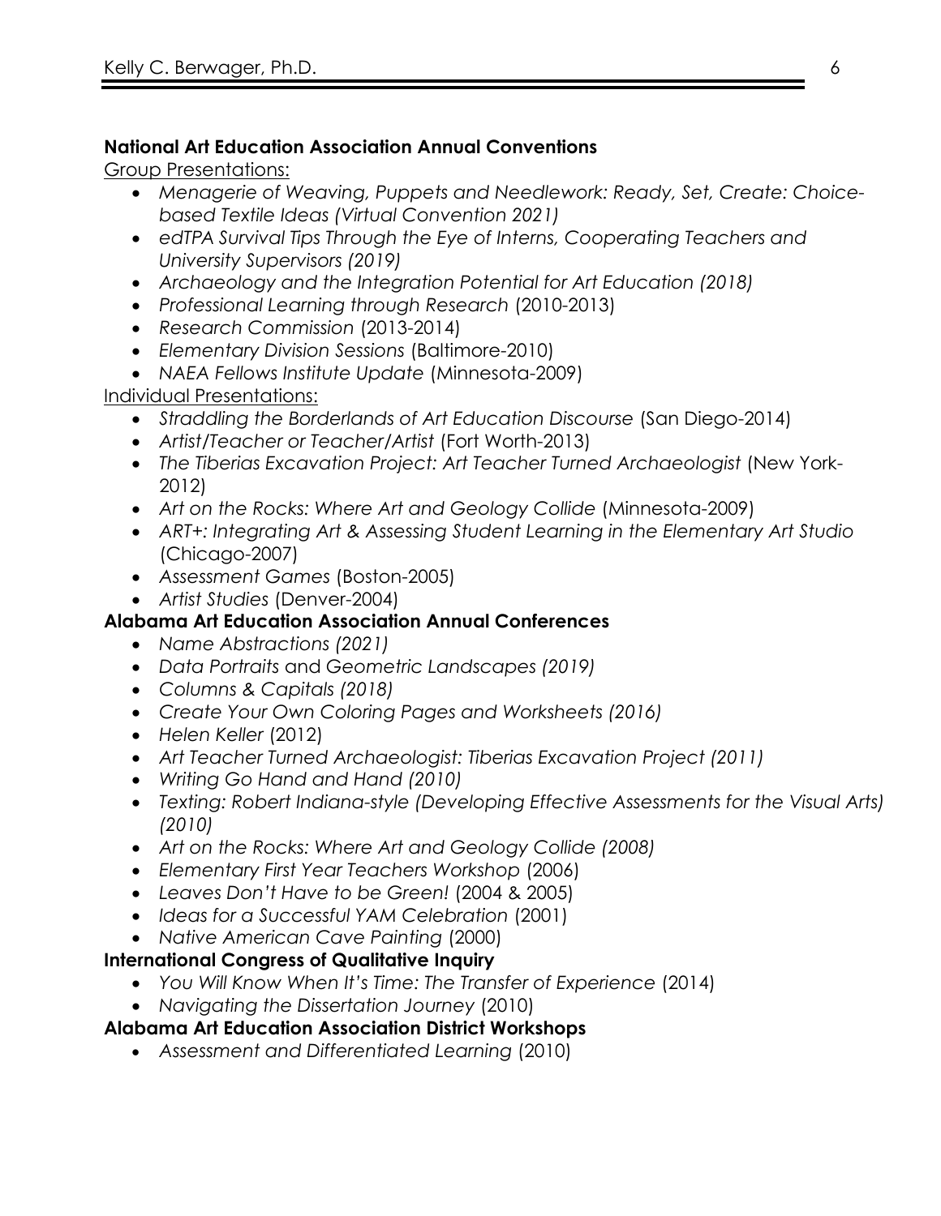**National Art Education Association Annual Conventions**

Group Presentations:

- *Menagerie of Weaving, Puppets and Needlework: Ready, Set, Create: Choice-based Textile Ideas (Virtual Convention 2021)*
- *edTPA Survival Tips Through the Eye of Interns, Cooperating Teachers and University Supervisors (2019)*
- *Archaeology and the Integration Potential for Art Education (2018)*
- *Professional Learning through Research* (2010-2013)
- *Research Commission* (2013-2014)
- *Elementary Division Sessions* (Baltimore-2010)
- *NAEA Fellows Institute Update* (Minnesota-2009)

Individual Presentations:

- *Straddling the Borderlands of Art Education Discourse* (San Diego-2014)
- *Artist/Teacher or Teacher/Artist* (Fort Worth-2013)
- *The Tiberias Excavation Project: Art Teacher Turned Archaeologist* (New York-2012)
- *Art on the Rocks: Where Art and Geology Collide* (Minnesota-2009)
- *ART+: Integrating Art & Assessing Student Learning in the Elementary Art Studio* (Chicago-2007)
- *Assessment Games* (Boston-2005)
- *Artist Studies* (Denver-2004)

**Alabama Art Education Association Annual Conferences**

- *Name Abstractions (2021)*
- *Data Portraits* and *Geometric Landscapes (2019)*
- *Columns & Capitals (2018)*
- *Create Your Own Coloring Pages and Worksheets (2016)*
- *Helen Keller* (2012)
- *Art Teacher Turned Archaeologist: Tiberias Excavation Project (2011)*
- *Writing Go Hand and Hand (2010)*
- *Texting: Robert Indiana-style (Developing Effective Assessments for the Visual Arts) (2010)*
- *Art on the Rocks: Where Art and Geology Collide (2008)*
- *Elementary First Year Teachers Workshop* (2006)
- *Leaves Don't Have to be Green!* (2004 & 2005)
- *Ideas for a Successful YAM Celebration* (2001)
- *Native American Cave Painting* (2000)

**International Congress of Qualitative Inquiry**

- *You Will Know When It's Time: The Transfer of Experience* (2014)
- *Navigating the Dissertation Journey* (2010)

**Alabama Art Education Association District Workshops**

- *Assessment and Differentiated Learning* (2010)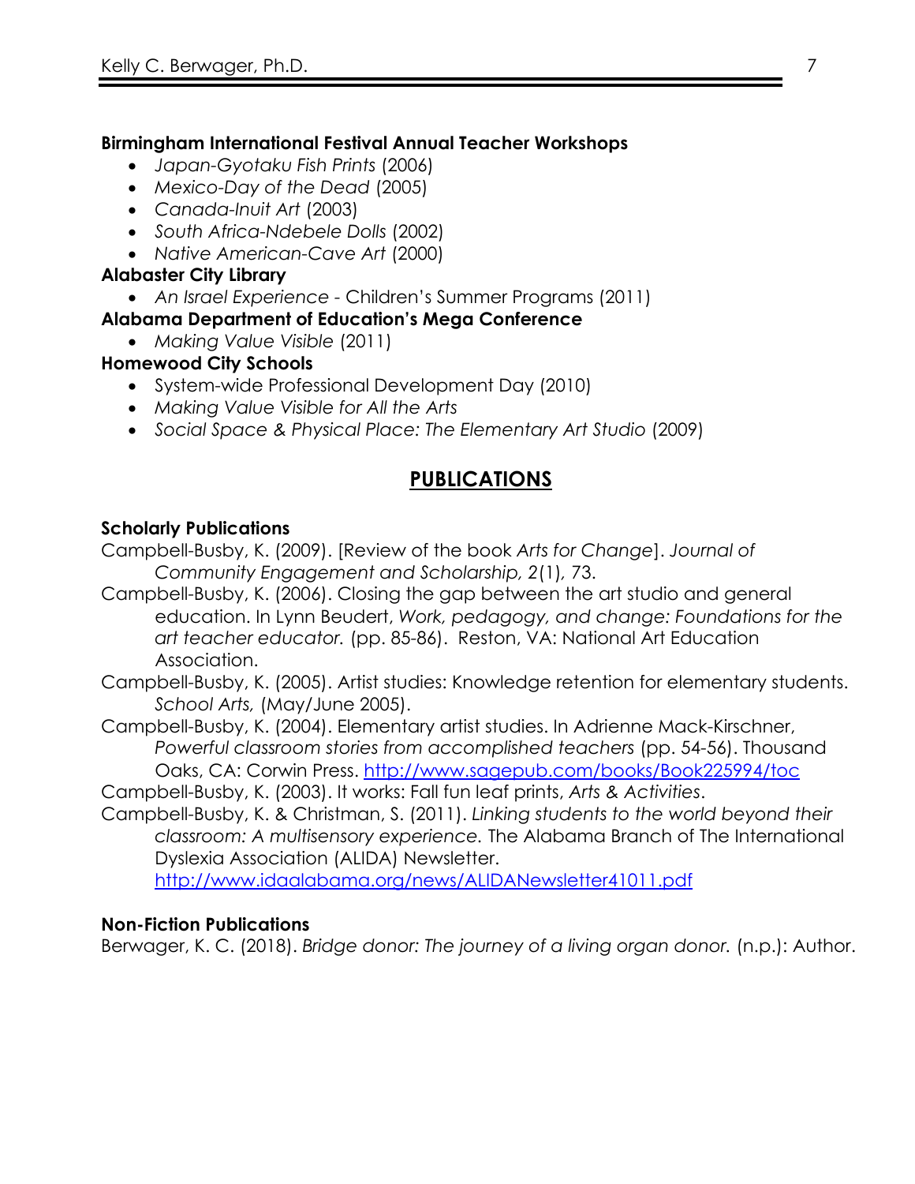**Birmingham International Festival Annual Teacher Workshops**

- *Japan-Gyotaku Fish Prints* (2006)
- *Mexico-Day of the Dead* (2005)
- *Canada-Inuit Art* (2003)
- *South Africa-Ndebele Dolls* (2002)
- *Native American-Cave Art* (2000)

**Alabaster City Library**

- *An Israel Experience* - Children's Summer Programs (2011)

**Alabama Department of Education's Mega Conference**

- *Making Value Visible* (2011)

**Homewood City Schools**

- System-wide Professional Development Day (2010)
- *Making Value Visible for All the Arts*
- *Social Space & Physical Place: The Elementary Art Studio* (2009)

## PUBLICATIONS

**Scholarly Publications**

Campbell-Busby, K. (2009). [Review of the book *Arts for Change*]. *Journal of Community Engagement and Scholarship, 2*(1), 73.

Campbell-Busby, K. (2006). Closing the gap between the art studio and general education. In Lynn Beudert, *Work, pedagogy, and change: Foundations for the art teacher educator.* (pp. 85-86). Reston, VA: National Art Education Association.

Campbell-Busby, K. (2005). Artist studies: Knowledge retention for elementary students. *School Arts,* (May/June 2005).

Campbell-Busby, K. (2004). Elementary artist studies. In Adrienne Mack-Kirschner, *Powerful classroom stories from accomplished teachers* (pp. 54-56). Thousand Oaks, CA: Corwin Press. http://www.sagepub.com/books/Book225994/toc

Campbell-Busby, K. (2003). It works: Fall fun leaf prints, *Arts & Activities*.

Campbell-Busby, K. & Christman, S. (2011). *Linking students to the world beyond their classroom: A multisensory experience.* The Alabama Branch of The International Dyslexia Association (ALIDA) Newsletter. http://www.idaalabama.org/news/ALIDANewsletter41011.pdf

**Non-Fiction Publications**

Berwager, K. C. (2018). *Bridge donor: The journey of a living organ donor.* (n.p.): Author.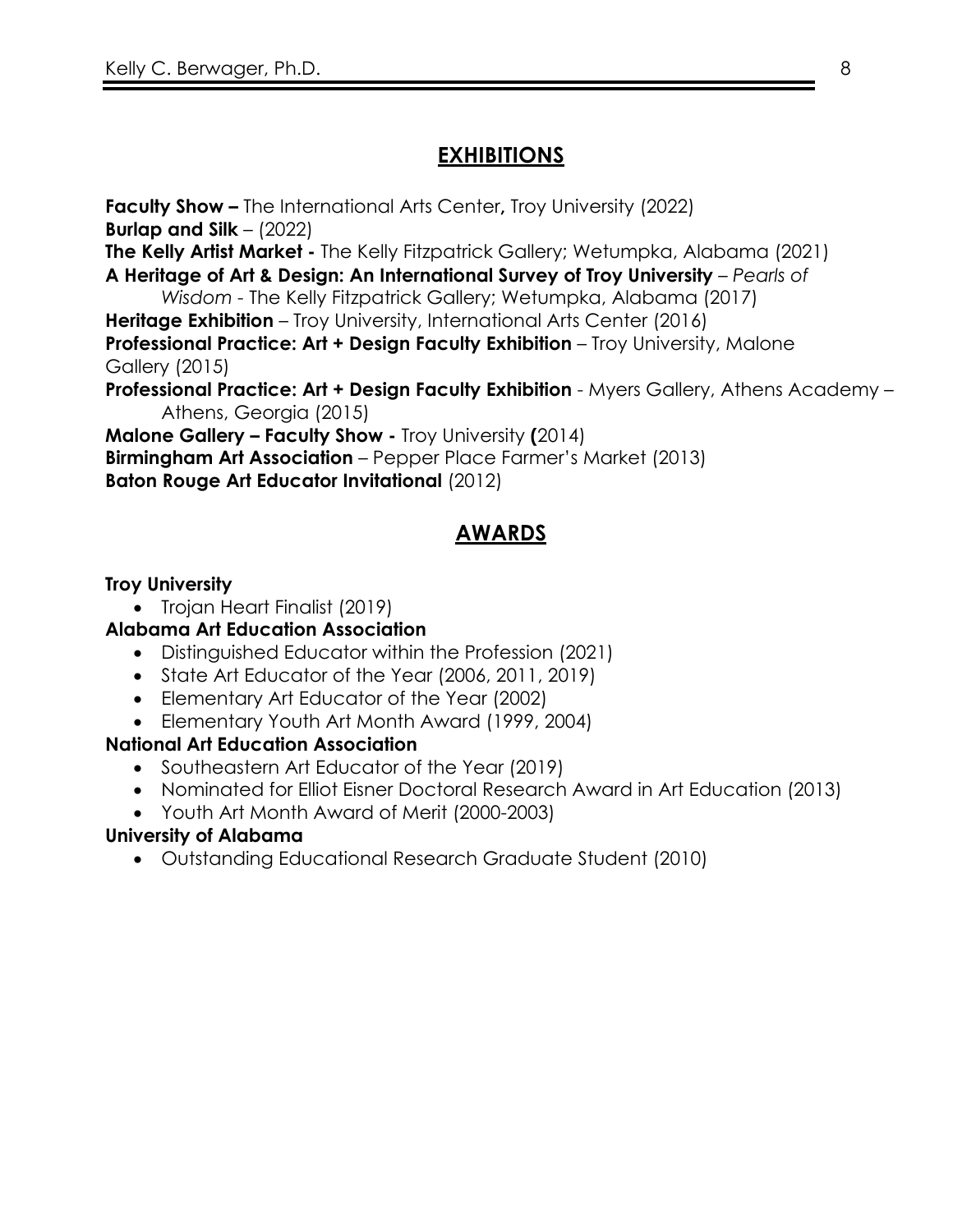## EXHIBITIONS

**Faculty Show –** The International Arts Center**,** Troy University (2022)
**Burlap and Silk** – (2022)
**The Kelly Artist Market -** The Kelly Fitzpatrick Gallery; Wetumpka, Alabama (2021)
**A Heritage of Art & Design: An International Survey of Troy University** – *Pearls of Wisdom* - The Kelly Fitzpatrick Gallery; Wetumpka, Alabama (2017)
**Heritage Exhibition** – Troy University, International Arts Center (2016)
**Professional Practice: Art + Design Faculty Exhibition** – Troy University, Malone Gallery (2015)
**Professional Practice: Art + Design Faculty Exhibition** - Myers Gallery, Athens Academy – Athens, Georgia (2015)
**Malone Gallery – Faculty Show -** Troy University **(**2014)
**Birmingham Art Association** – Pepper Place Farmer's Market (2013)
**Baton Rouge Art Educator Invitational** (2012)

## AWARDS

**Troy University**

- Trojan Heart Finalist (2019)

**Alabama Art Education Association**

- Distinguished Educator within the Profession (2021)
- State Art Educator of the Year (2006, 2011, 2019)
- Elementary Art Educator of the Year (2002)
- Elementary Youth Art Month Award (1999, 2004)

**National Art Education Association**

- Southeastern Art Educator of the Year (2019)
- Nominated for Elliot Eisner Doctoral Research Award in Art Education (2013)
- Youth Art Month Award of Merit (2000-2003)

**University of Alabama**

- Outstanding Educational Research Graduate Student (2010)